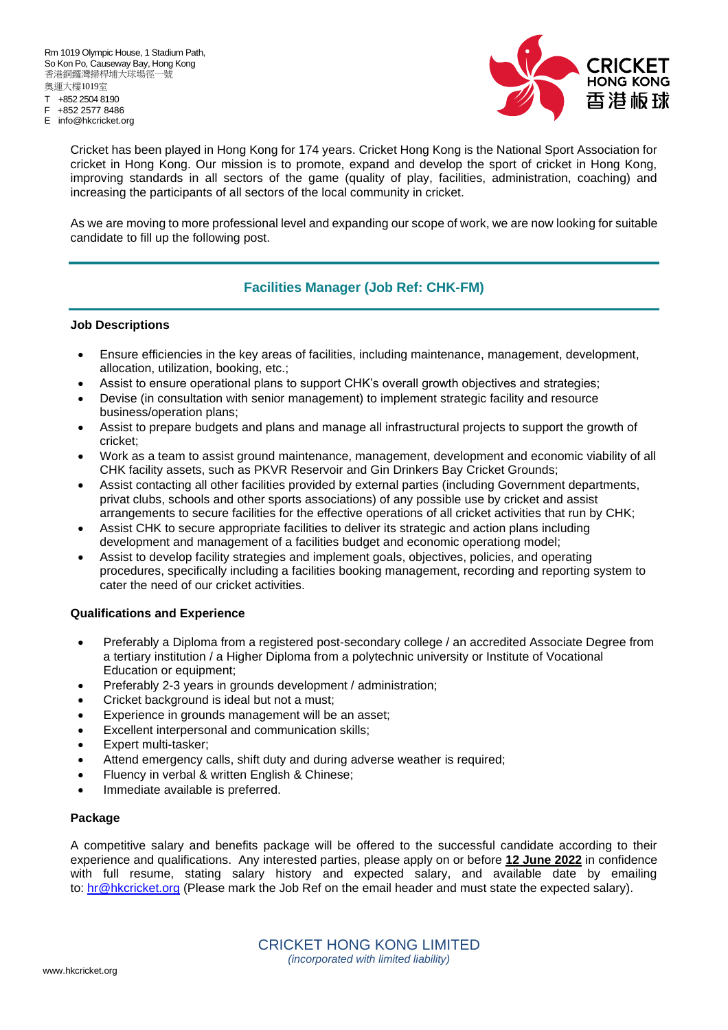Rm 1019 Olympic House, 1 Stadium Path,
So Kon Po, Causeway Bay, Hong Kong
香港銅鑼灣掃桿埔大球場徑一號
奧運大樓1019室
T +852 2504 8190
F +852 2577 8486
E info@hkcricket.org

CRICKET HONG KONG 香港板球

Cricket has been played in Hong Kong for 174 years. Cricket Hong Kong is the National Sport Association for cricket in Hong Kong. Our mission is to promote, expand and develop the sport of cricket in Hong Kong, improving standards in all sectors of the game (quality of play, facilities, administration, coaching) and increasing the participants of all sectors of the local community in cricket.

As we are moving to more professional level and expanding our scope of work, we are now looking for suitable candidate to fill up the following post.

## Facilities Manager (Job Ref: CHK-FM)

**Job Descriptions**

- Ensure efficiencies in the key areas of facilities, including maintenance, management, development, allocation, utilization, booking, etc.;
- Assist to ensure operational plans to support CHK's overall growth objectives and strategies;
- Devise (in consultation with senior management) to implement strategic facility and resource business/operation plans;
- Assist to prepare budgets and plans and manage all infrastructural projects to support the growth of cricket;
- Work as a team to assist ground maintenance, management, development and economic viability of all CHK facility assets, such as PKVR Reservoir and Gin Drinkers Bay Cricket Grounds;
- Assist contacting all other facilities provided by external parties (including Government departments, privat clubs, schools and other sports associations) of any possible use by cricket and assist arrangements to secure facilities for the effective operations of all cricket activities that run by CHK;
- Assist CHK to secure appropriate facilities to deliver its strategic and action plans including development and management of a facilities budget and economic operationg model;
- Assist to develop facility strategies and implement goals, objectives, policies, and operating procedures, specifically including a facilities booking management, recording and reporting system to cater the need of our cricket activities.

**Qualifications and Experience**

- Preferably a Diploma from a registered post-secondary college / an accredited Associate Degree from a tertiary institution / a Higher Diploma from a polytechnic university or Institute of Vocational Education or equipment;
- Preferably 2-3 years in grounds development / administration;
- Cricket background is ideal but not a must;
- Experience in grounds management will be an asset;
- Excellent interpersonal and communication skills;
- Expert multi-tasker;
- Attend emergency calls, shift duty and during adverse weather is required;
- Fluency in verbal & written English & Chinese;
- Immediate available is preferred.

**Package**

A competitive salary and benefits package will be offered to the successful candidate according to their experience and qualifications. Any interested parties, please apply on or before **12 June 2022** in confidence with full resume, stating salary history and expected salary, and available date by emailing to: hr@hkcricket.org (Please mark the Job Ref on the email header and must state the expected salary).

CRICKET HONG KONG LIMITED
*(incorporated with limited liability)*

www.hkcricket.org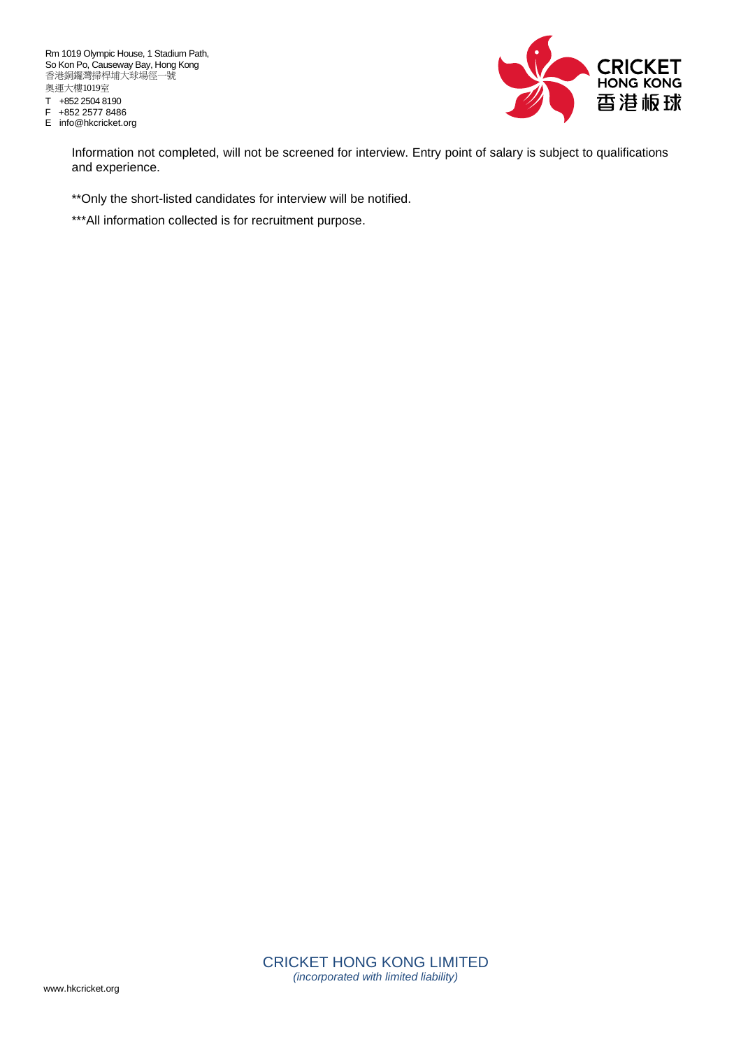Information not completed, will not be screened for interview. Entry point of salary is subject to qualifications and experience.

**Only the short-listed candidates for interview will be notified.

***All information collected is for recruitment purpose.